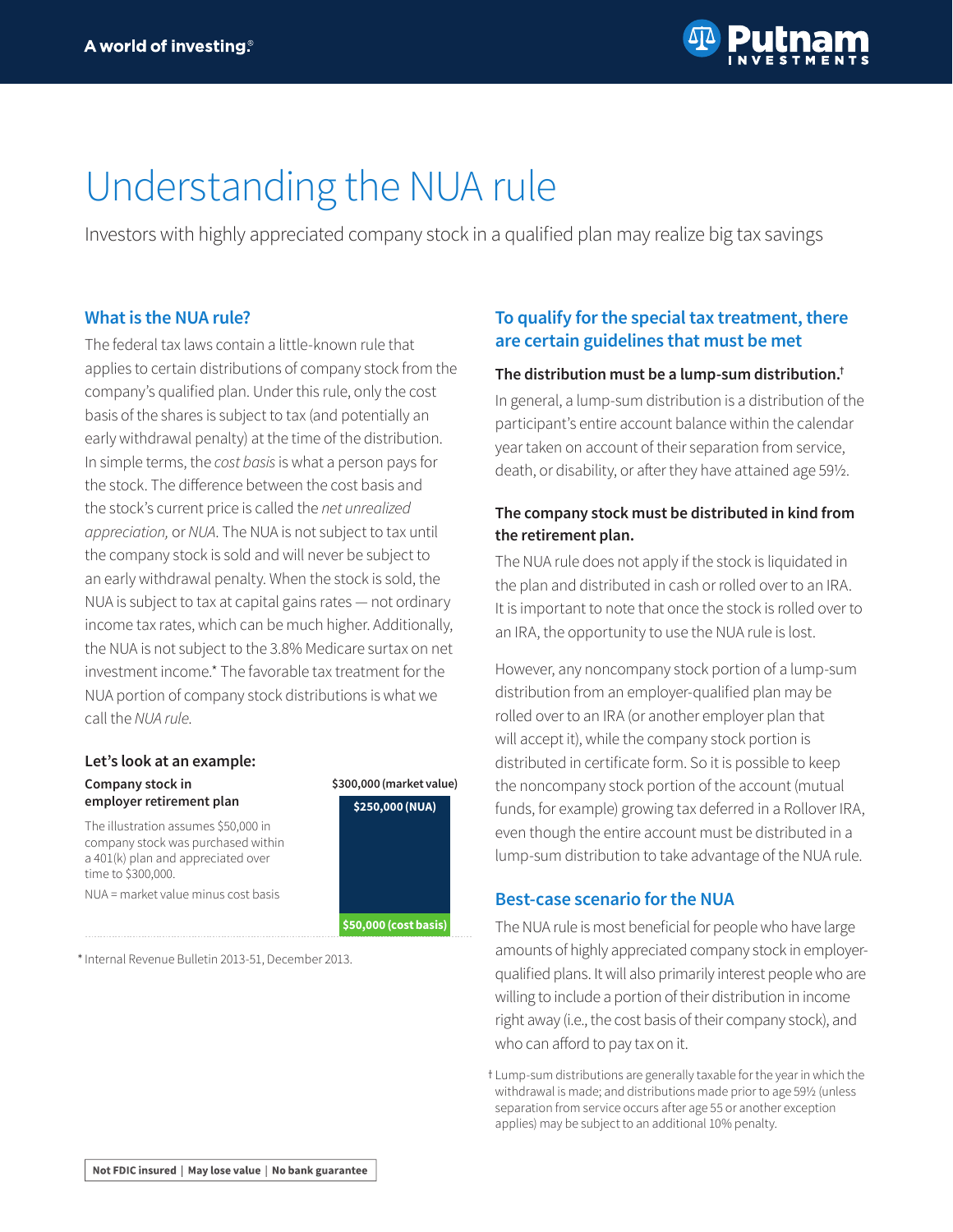A world of investing.®

# Understanding the NUA rule

Investors with highly appreciated company stock in a qualified plan may realize big tax savings

## What is the NUA rule?

The federal tax laws contain a little-known rule that applies to certain distributions of company stock from the company's qualified plan. Under this rule, only the cost basis of the shares is subject to tax (and potentially an early withdrawal penalty) at the time of the distribution. In simple terms, the *cost basis* is what a person pays for the stock. The difference between the cost basis and the stock's current price is called the *net unrealized appreciation,* or *NUA*. The NUA is not subject to tax until the company stock is sold and will never be subject to an early withdrawal penalty. When the stock is sold, the NUA is subject to tax at capital gains rates — not ordinary income tax rates, which can be much higher. Additionally, the NUA is not subject to the 3.8% Medicare surtax on net investment income.* The favorable tax treatment for the NUA portion of company stock distributions is what we call the *NUA rule.*

### Let's look at an example:

**Company stock in employer retirement plan**

The illustration assumes $50,000 in company stock was purchased within a 401(k) plan and appreciated over time to $300,000.

NUA = market value minus cost basis

**$300,000 (market value)**

**$250,000 (NUA)**

**$50,000 (cost basis)**

* Internal Revenue Bulletin 2013-51, December 2013.

## To qualify for the special tax treatment, there are certain guidelines that must be met

**The distribution must be a lump-sum distribution.†**

In general, a lump-sum distribution is a distribution of the participant's entire account balance within the calendar year taken on account of their separation from service, death, or disability, or after they have attained age 59½.

**The company stock must be distributed in kind from the retirement plan.**

The NUA rule does not apply if the stock is liquidated in the plan and distributed in cash or rolled over to an IRA. It is important to note that once the stock is rolled over to an IRA, the opportunity to use the NUA rule is lost.

However, any noncompany stock portion of a lump-sum distribution from an employer-qualified plan may be rolled over to an IRA (or another employer plan that will accept it), while the company stock portion is distributed in certificate form. So it is possible to keep the noncompany stock portion of the account (mutual funds, for example) growing tax deferred in a Rollover IRA, even though the entire account must be distributed in a lump-sum distribution to take advantage of the NUA rule.

## Best-case scenario for the NUA

The NUA rule is most beneficial for people who have large amounts of highly appreciated company stock in employer-qualified plans. It will also primarily interest people who are willing to include a portion of their distribution in income right away (i.e., the cost basis of their company stock), and who can afford to pay tax on it.

† Lump-sum distributions are generally taxable for the year in which the withdrawal is made; and distributions made prior to age 59½ (unless separation from service occurs after age 55 or another exception applies) may be subject to an additional 10% penalty.

**Not FDIC insured | May lose value | No bank guarantee**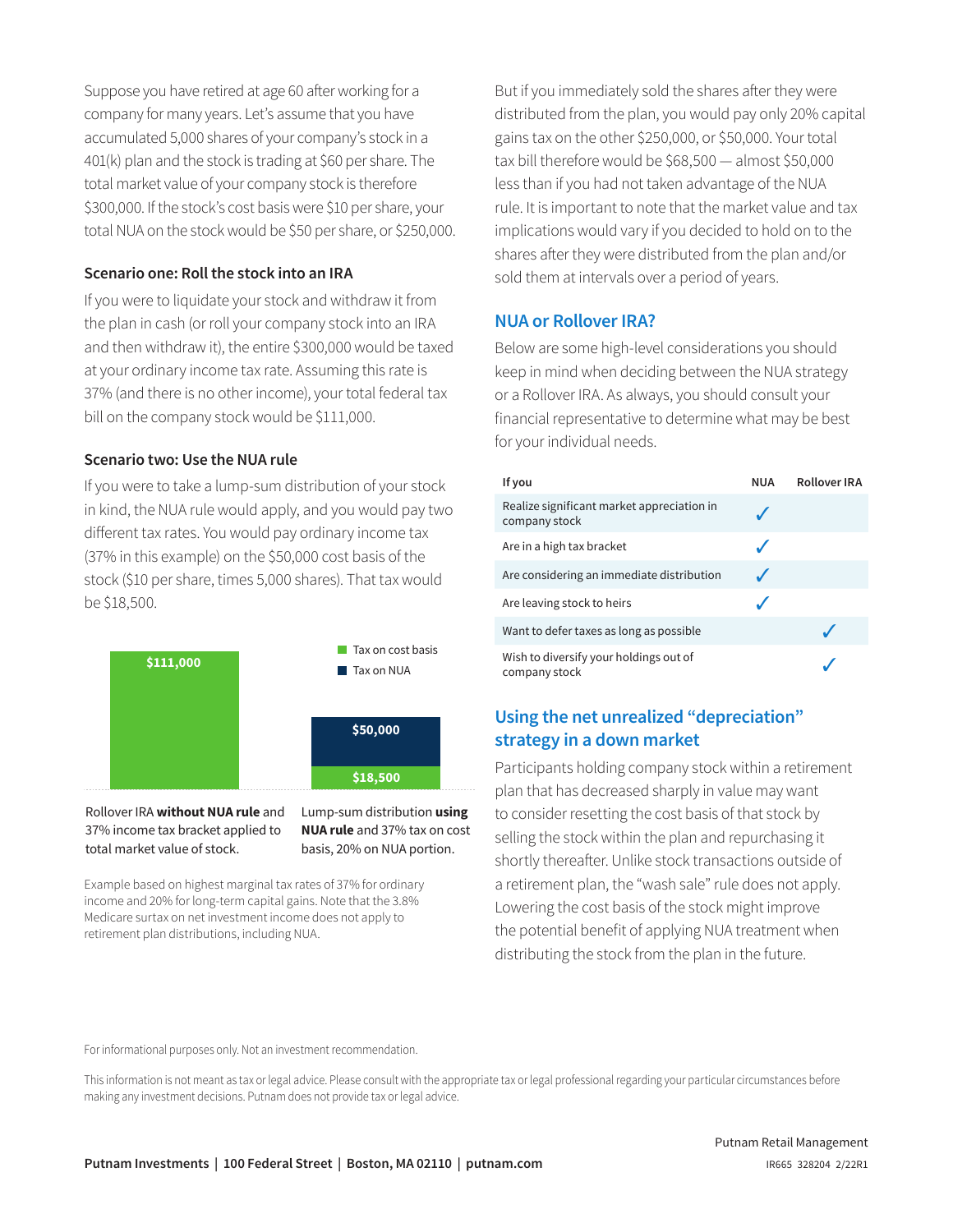Suppose you have retired at age 60 after working for a company for many years. Let's assume that you have accumulated 5,000 shares of your company's stock in a 401(k) plan and the stock is trading at $60 per share. The total market value of your company stock is therefore $300,000. If the stock's cost basis were $10 per share, your total NUA on the stock would be $50 per share, or $250,000.

### Scenario one: Roll the stock into an IRA

If you were to liquidate your stock and withdraw it from the plan in cash (or roll your company stock into an IRA and then withdraw it), the entire $300,000 would be taxed at your ordinary income tax rate. Assuming this rate is 37% (and there is no other income), your total federal tax bill on the company stock would be $111,000.

### Scenario two: Use the NUA rule

If you were to take a lump-sum distribution of your stock in kind, the NUA rule would apply, and you would pay two different tax rates. You would pay ordinary income tax (37% in this example) on the $50,000 cost basis of the stock ($10 per share, times 5,000 shares). That tax would be $18,500.

Tax on cost basis
Tax on NUA

$111,000

$50,000
$18,500

Rollover IRA **without NUA rule** and 37% income tax bracket applied to total market value of stock.

Lump-sum distribution **using NUA rule** and 37% tax on cost basis, 20% on NUA portion.

Example based on highest marginal tax rates of 37% for ordinary income and 20% for long-term capital gains. Note that the 3.8% Medicare surtax on net investment income does not apply to retirement plan distributions, including NUA.

But if you immediately sold the shares after they were distributed from the plan, you would pay only 20% capital gains tax on the other $250,000, or $50,000. Your total tax bill therefore would be $68,500 — almost $50,000 less than if you had not taken advantage of the NUA rule. It is important to note that the market value and tax implications would vary if you decided to hold on to the shares after they were distributed from the plan and/or sold them at intervals over a period of years.

## NUA or Rollover IRA?

Below are some high-level considerations you should keep in mind when deciding between the NUA strategy or a Rollover IRA. As always, you should consult your financial representative to determine what may be best for your individual needs.

| If you | NUA | Rollover IRA |
|---|---|---|
| Realize significant market appreciation in company stock | ✓ | |
| Are in a high tax bracket | ✓ | |
| Are considering an immediate distribution | ✓ | |
| Are leaving stock to heirs | ✓ | |
| Want to defer taxes as long as possible | | ✓ |
| Wish to diversify your holdings out of company stock | | ✓ |

## Using the net unrealized "depreciation" strategy in a down market

Participants holding company stock within a retirement plan that has decreased sharply in value may want to consider resetting the cost basis of that stock by selling the stock within the plan and repurchasing it shortly thereafter. Unlike stock transactions outside of a retirement plan, the "wash sale" rule does not apply. Lowering the cost basis of the stock might improve the potential benefit of applying NUA treatment when distributing the stock from the plan in the future.

For informational purposes only. Not an investment recommendation.

This information is not meant as tax or legal advice. Please consult with the appropriate tax or legal professional regarding your particular circumstances before making any investment decisions. Putnam does not provide tax or legal advice.

Putnam Retail Management

**Putnam Investments | 100 Federal Street | Boston, MA 02110 | putnam.com**

IR665 328204 2/22R1